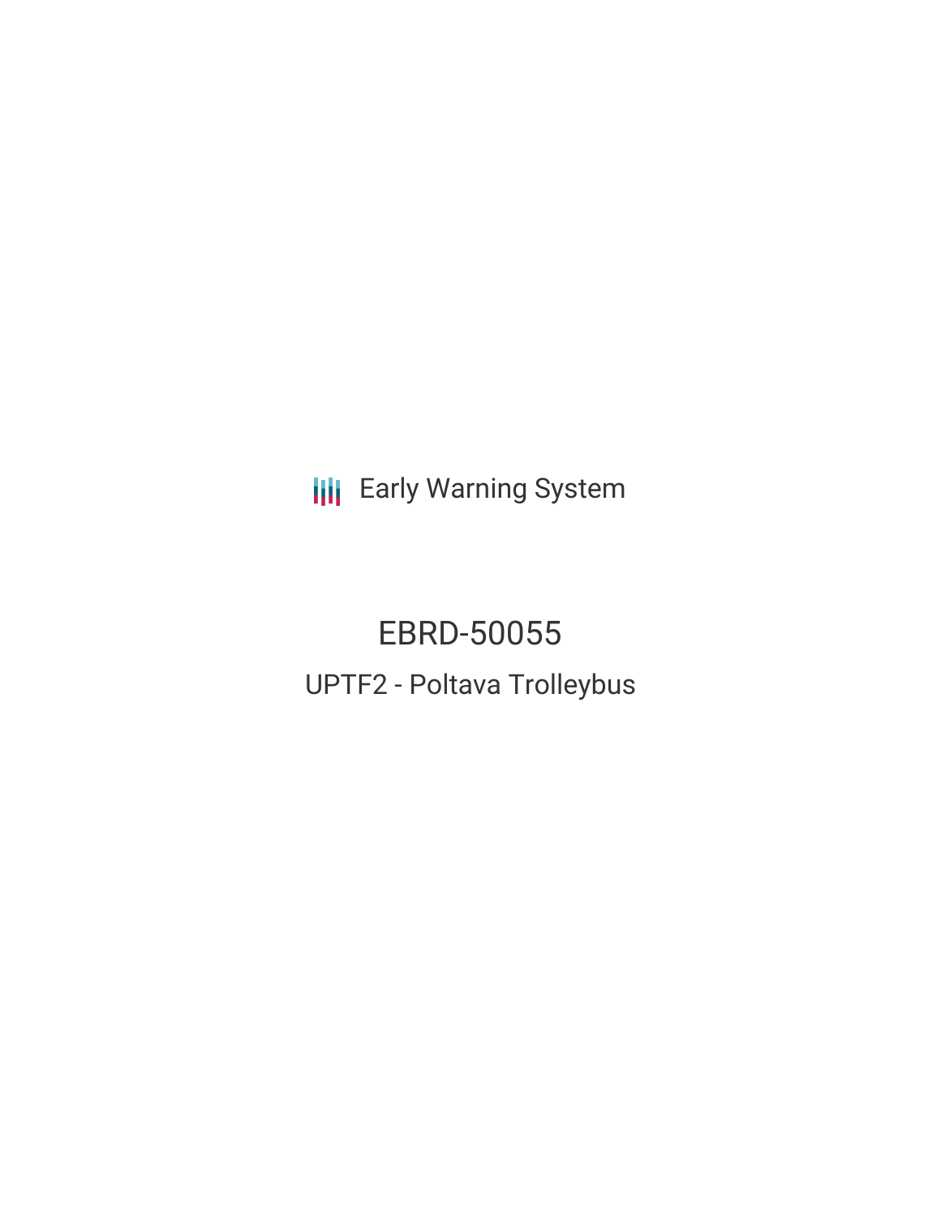Early Warning System

# EBRD-50055

## UPTF2 - Poltava Trolleybus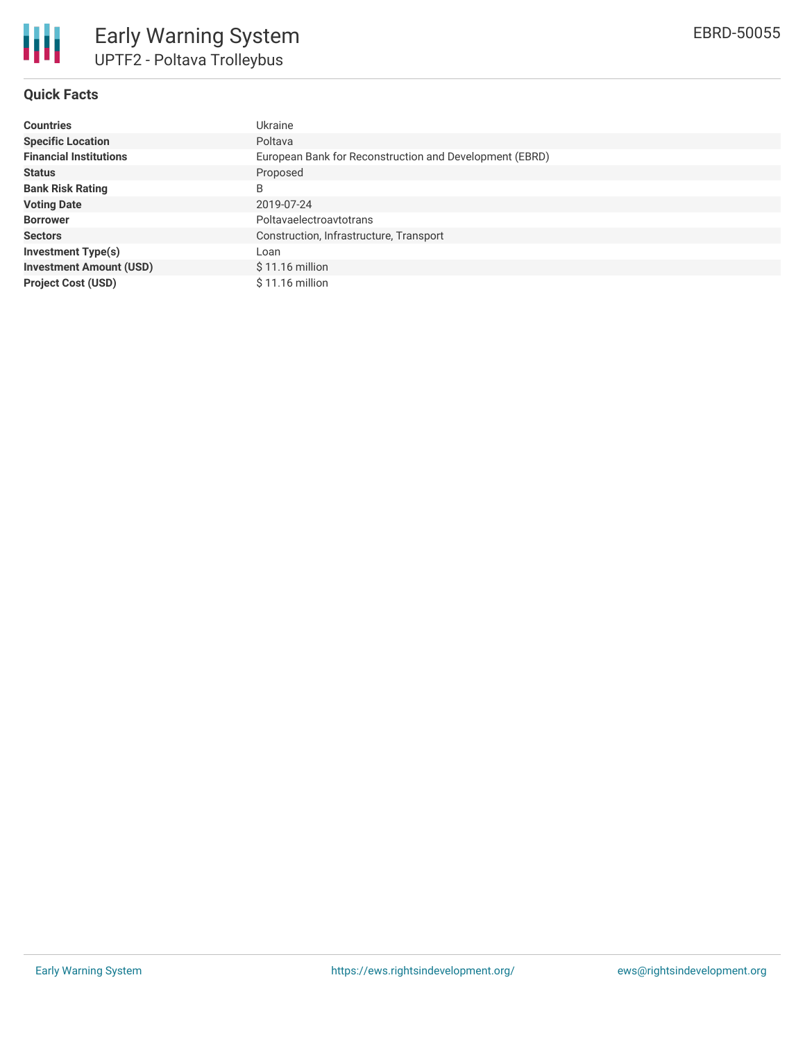# Early Warning System

## UPTF2 - Poltava Trolleybus

EBRD-50055

### Quick Facts

| | |
|---|---|
| **Countries** | Ukraine |
| **Specific Location** | Poltava |
| **Financial Institutions** | European Bank for Reconstruction and Development (EBRD) |
| **Status** | Proposed |
| **Bank Risk Rating** | B |
| **Voting Date** | 2019-07-24 |
| **Borrower** | Poltavaelectroavtotrans |
| **Sectors** | Construction, Infrastructure, Transport |
| **Investment Type(s)** | Loan |
| **Investment Amount (USD)** | $ 11.16 million |
| **Project Cost (USD)** | $ 11.16 million |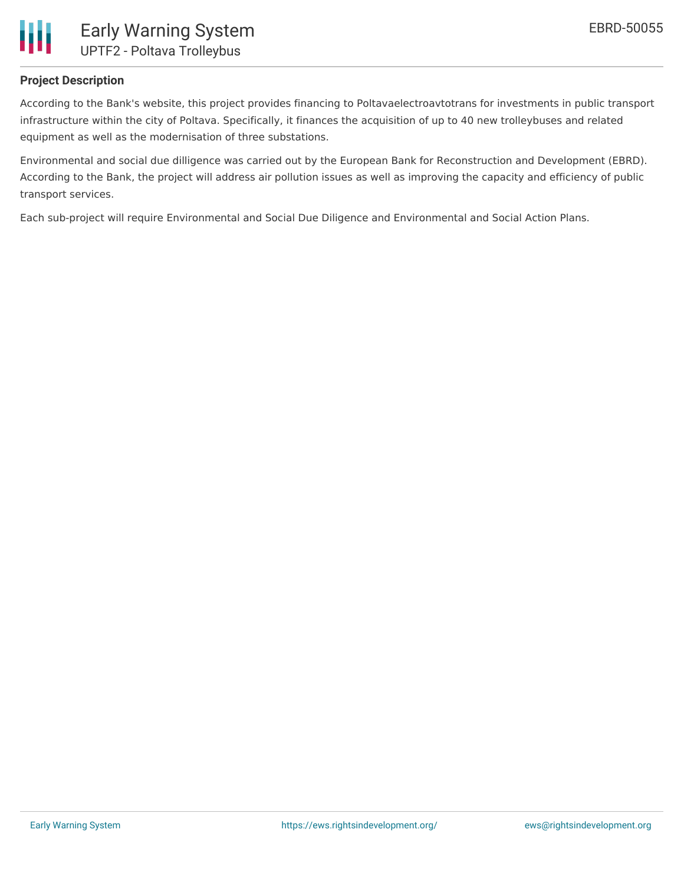## Project Description

According to the Bank's website, this project provides financing to Poltavaelectroavtotrans for investments in public transport infrastructure within the city of Poltava. Specifically, it finances the acquisition of up to 40 new trolleybuses and related equipment as well as the modernisation of three substations.

Environmental and social due dilligence was carried out by the European Bank for Reconstruction and Development (EBRD). According to the Bank, the project will address air pollution issues as well as improving the capacity and efficiency of public transport services.

Each sub-project will require Environmental and Social Due Diligence and Environmental and Social Action Plans.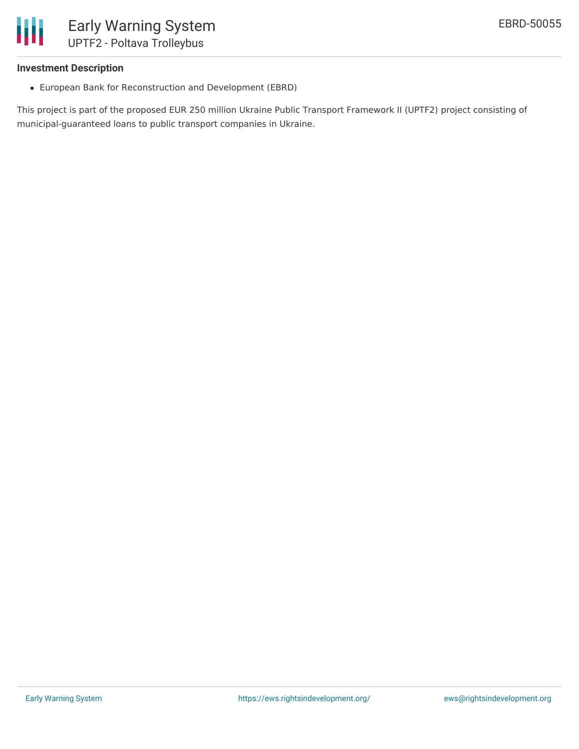**Investment Description**

- European Bank for Reconstruction and Development (EBRD)

This project is part of the proposed EUR 250 million Ukraine Public Transport Framework II (UPTF2) project consisting of municipal-guaranteed loans to public transport companies in Ukraine.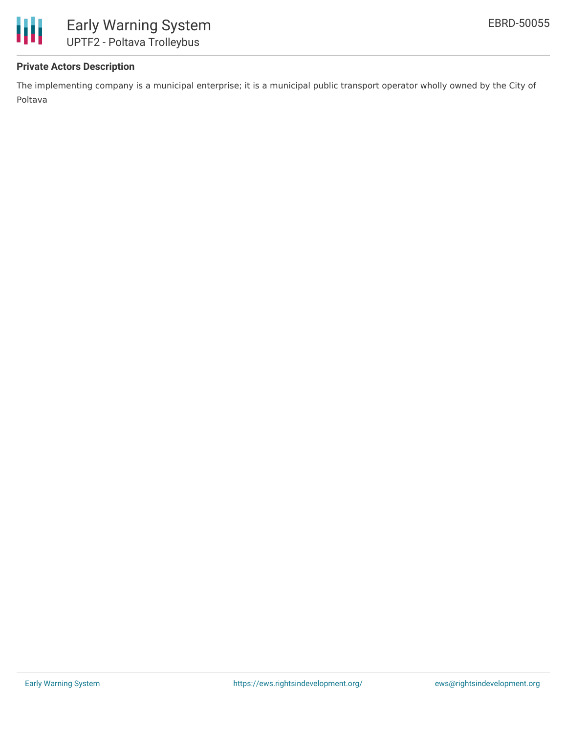### Private Actors Description

The implementing company is a municipal enterprise; it is a municipal public transport operator wholly owned by the City of Poltava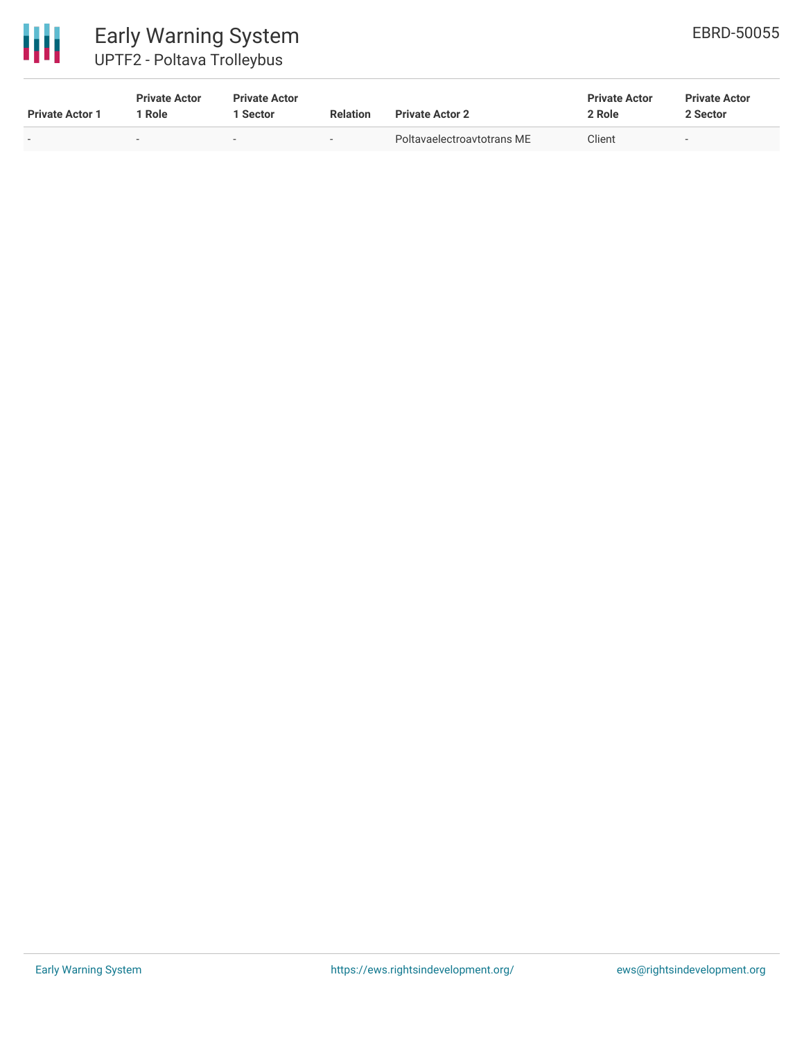| Private Actor 1 | Private Actor 1 Role | Private Actor 1 Sector | Relation | Private Actor 2 | Private Actor 2 Role | Private Actor 2 Sector |
|---|---|---|---|---|---|---|
| - | - | - | - | Poltavaelectroavtotrans ME | Client | - |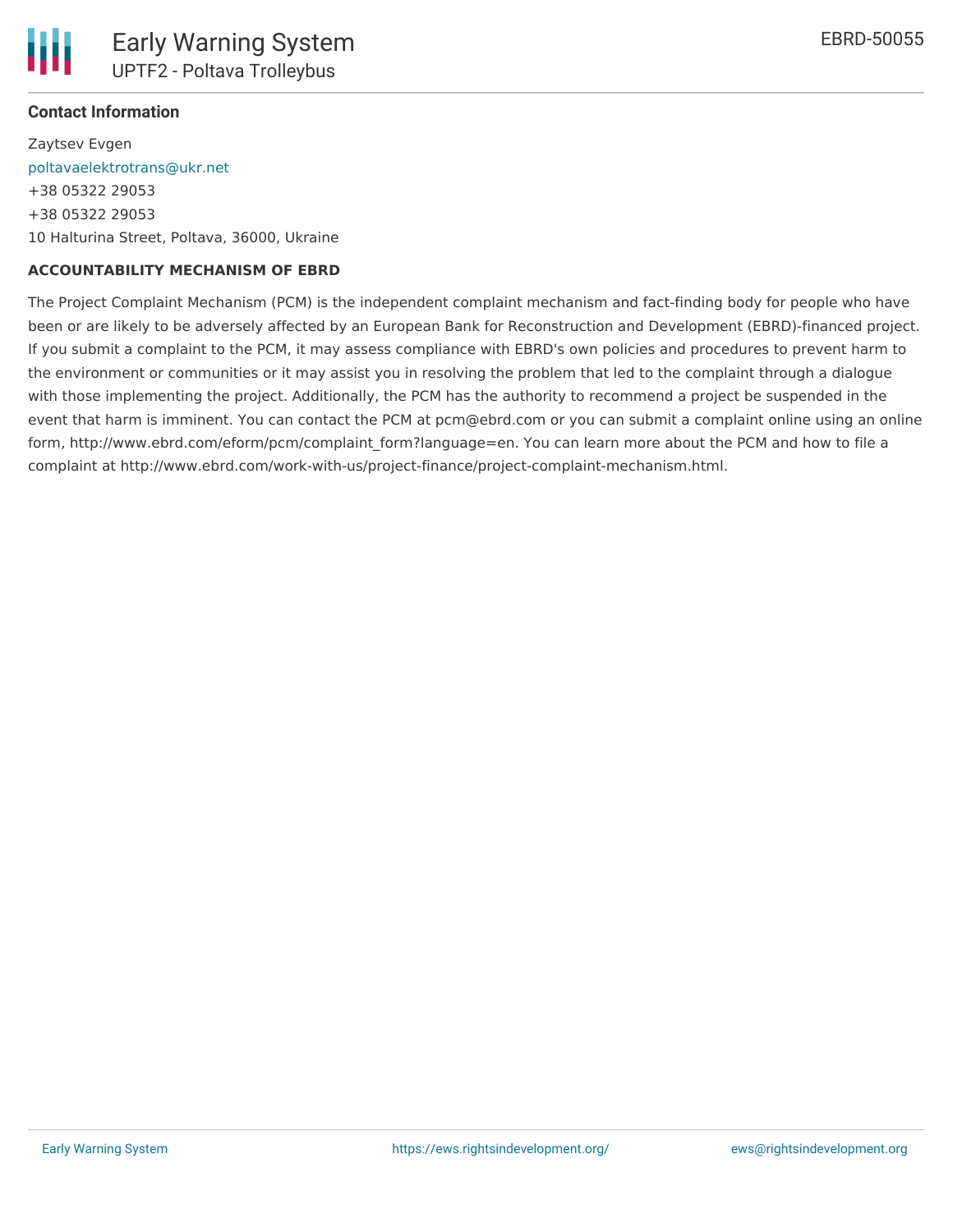### Contact Information

Zaytsev Evgen
poltavaelektrotrans@ukr.net
+38 05322 29053
+38 05322 29053
10 Halturina Street, Poltava, 36000, Ukraine

**ACCOUNTABILITY MECHANISM OF EBRD**

The Project Complaint Mechanism (PCM) is the independent complaint mechanism and fact-finding body for people who have been or are likely to be adversely affected by an European Bank for Reconstruction and Development (EBRD)-financed project. If you submit a complaint to the PCM, it may assess compliance with EBRD's own policies and procedures to prevent harm to the environment or communities or it may assist you in resolving the problem that led to the complaint through a dialogue with those implementing the project. Additionally, the PCM has the authority to recommend a project be suspended in the event that harm is imminent. You can contact the PCM at pcm@ebrd.com or you can submit a complaint online using an online form, http://www.ebrd.com/eform/pcm/complaint_form?language=en. You can learn more about the PCM and how to file a complaint at http://www.ebrd.com/work-with-us/project-finance/project-complaint-mechanism.html.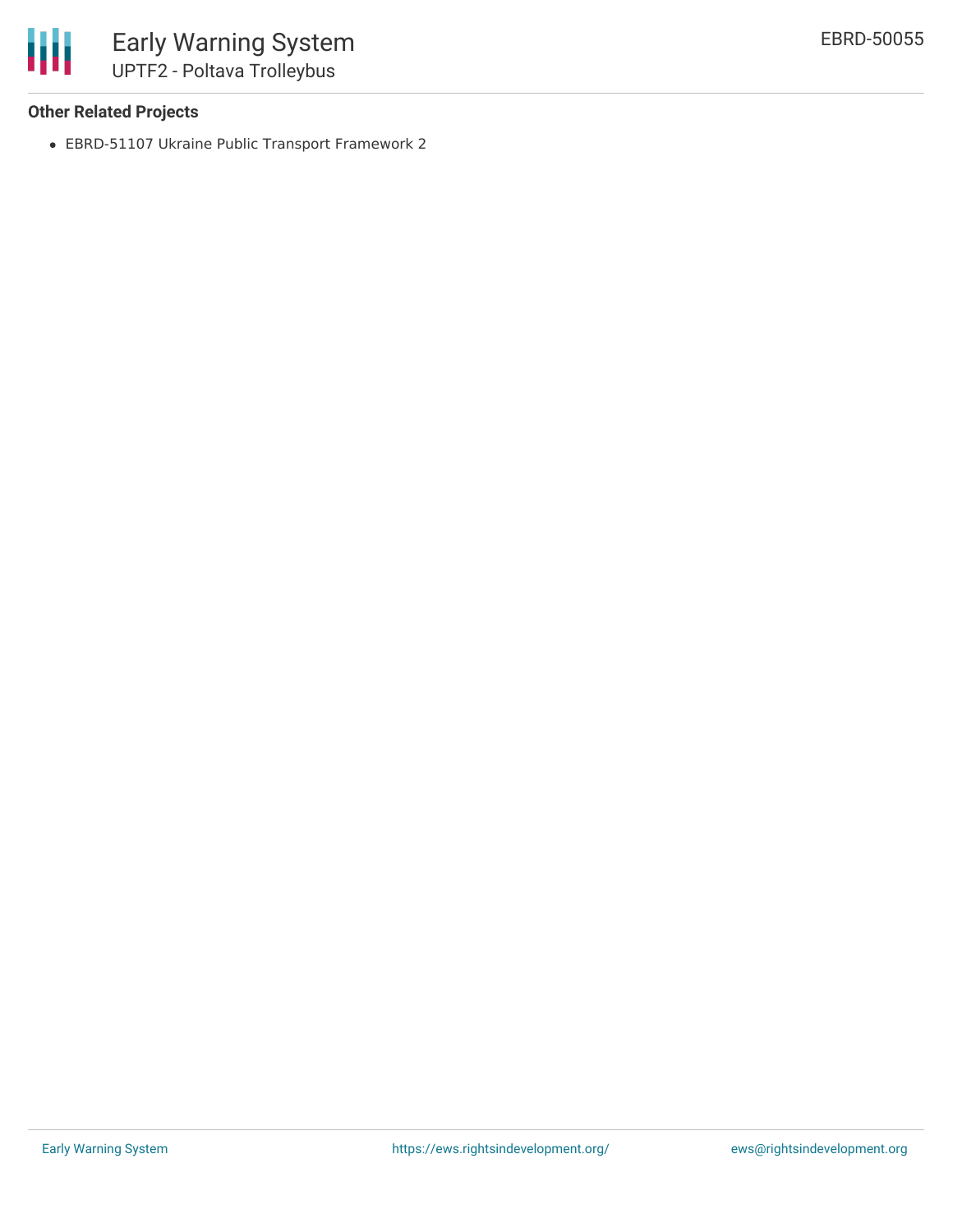### Other Related Projects

- EBRD-51107 Ukraine Public Transport Framework 2